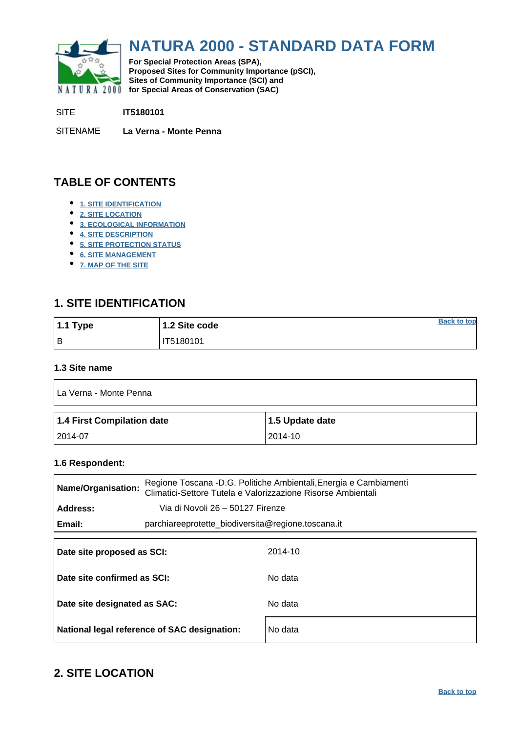# NATURA 2000 - STANDARD DATA FORM

**For Special Protection Areas (SPA), Proposed Sites for Community Importance (pSCI), Sites of Community Importance (SCI) and for Special Areas of Conservation (SAC)**

SITE **IT5180101**

SITENAME **La Verna - Monte Penna**

## TABLE OF CONTENTS

- 1. SITE IDENTIFICATION
- 2. SITE LOCATION
- 3. ECOLOGICAL INFORMATION
- 4. SITE DESCRIPTION
- 5. SITE PROTECTION STATUS
- 6. SITE MANAGEMENT
- 7. MAP OF THE SITE

## 1. SITE IDENTIFICATION

Back to top

| 1.1 Type | 1.2 Site code |
| --- | --- |
| B | IT5180101 |

### 1.3 Site name

La Verna - Monte Penna

| 1.4 First Compilation date | 1.5 Update date |
| --- | --- |
| 2014-07 | 2014-10 |

### 1.6 Respondent:

| | |
| --- | --- |
| **Name/Organisation:** | Regione Toscana -D.G. Politiche Ambientali,Energia e Cambiamenti Climatici-Settore Tutela e Valorizzazione Risorse Ambientali |
| **Address:** | Via di Novoli 26 – 50127 Firenze |
| **Email:** | parchiareeprotette_biodiversita@regione.toscana.it |

| | |
| --- | --- |
| **Date site proposed as SCI:** | 2014-10 |
| **Date site confirmed as SCI:** | No data |
| **Date site designated as SAC:** | No data |
| **National legal reference of SAC designation:** | No data |

## 2. SITE LOCATION

Back to top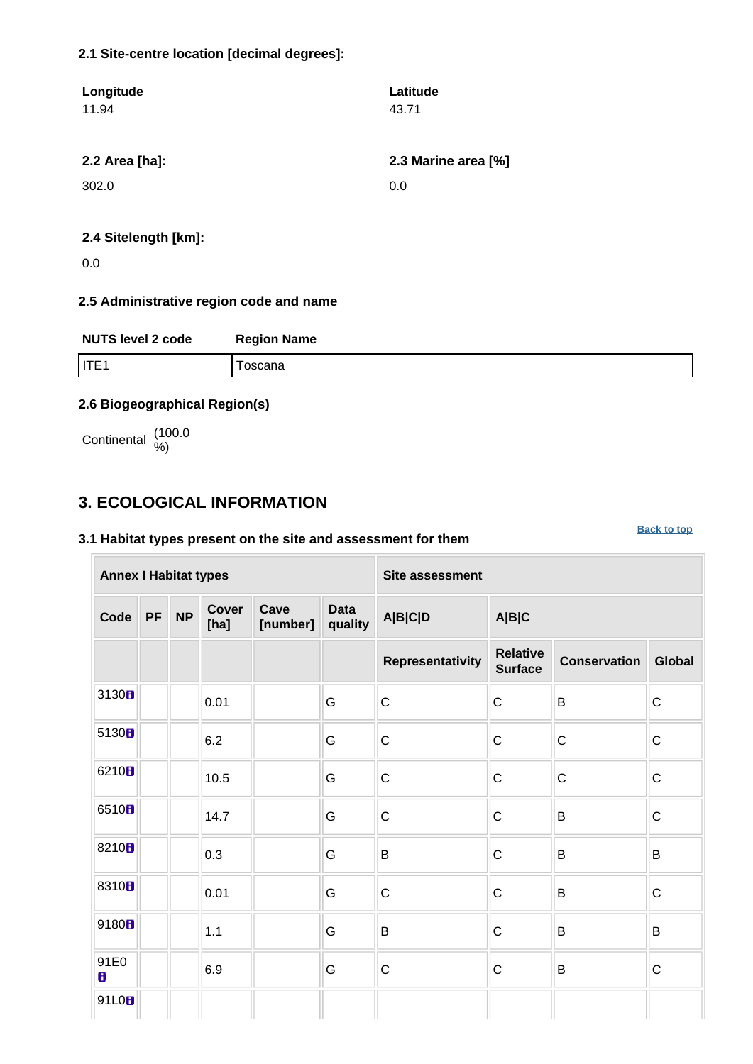#### 2.1 Site-centre location [decimal degrees]:

| Longitude | Latitude |
|---|---|
| 11.94 | 43.71 |

| 2.2 Area [ha]: | 2.3 Marine area [%] |
|---|---|
| 302.0 | 0.0 |

#### 2.4 Sitelength [km]:

0.0

#### 2.5 Administrative region code and name

| NUTS level 2 code | Region Name |
|---|---|
| ITE1 | Toscana |

#### 2.6 Biogeographical Region(s)

Continental (100.0 %)

## 3. ECOLOGICAL INFORMATION

Back to top

#### 3.1 Habitat types present on the site and assessment for them

| Annex I Habitat types | | | | | | Site assessment | | | |
|---|---|---|---|---|---|---|---|---|---|
| Code | PF | NP | Cover [ha] | Cave [number] | Data quality | A\|B\|C\|D | A\|B\|C | | |
| | | | | | | Representativity | Relative Surface | Conservation | Global |
| 3130 | | | 0.01 | | G | C | C | B | C |
| 5130 | | | 6.2 | | G | C | C | C | C |
| 6210 | | | 10.5 | | G | C | C | C | C |
| 6510 | | | 14.7 | | G | C | C | B | C |
| 8210 | | | 0.3 | | G | B | C | B | B |
| 8310 | | | 0.01 | | G | C | C | B | C |
| 9180 | | | 1.1 | | G | B | C | B | B |
| 91E0 | | | 6.9 | | G | C | C | B | C |
| 91L0 | | | | | | | | | |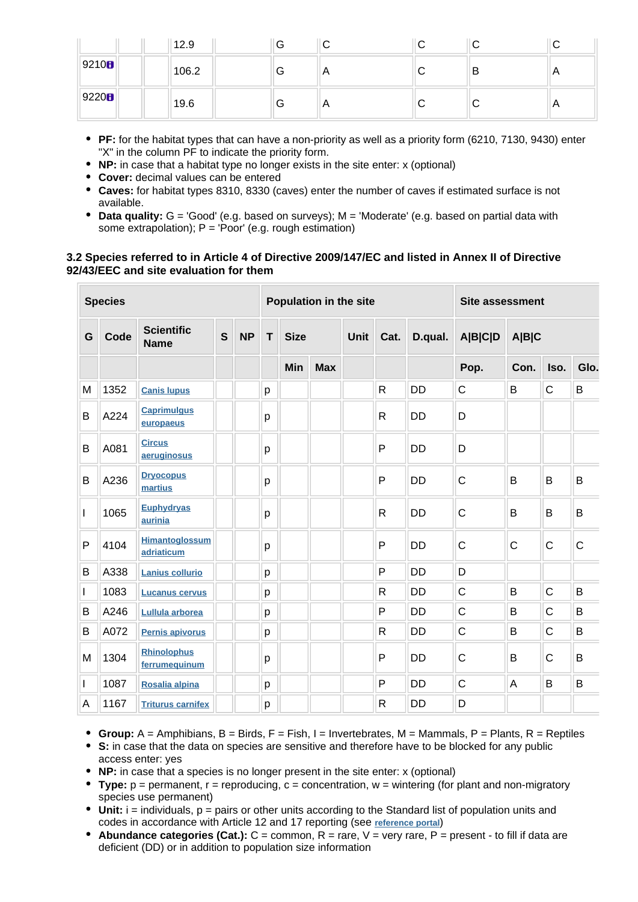| | | | 12.9 | | G | C | C | C | C |
|---|---|---|---|---|---|---|---|---|---|
| 9210 | | | 106.2 | | G | A | C | B | A |
| 9220 | | | 19.6 | | G | A | C | C | A |

- **PF:** for the habitat types that can have a non-priority as well as a priority form (6210, 7130, 9430) enter "X" in the column PF to indicate the priority form.
- **NP:** in case that a habitat type no longer exists in the site enter: x (optional)
- **Cover:** decimal values can be entered
- **Caves:** for habitat types 8310, 8330 (caves) enter the number of caves if estimated surface is not available.
- **Data quality:** G = 'Good' (e.g. based on surveys); M = 'Moderate' (e.g. based on partial data with some extrapolation); P = 'Poor' (e.g. rough estimation)

### 3.2 Species referred to in Article 4 of Directive 2009/147/EC and listed in Annex II of Directive 92/43/EEC and site evaluation for them

| Species | | | | | Population in the site | | | | | | Site assessment | | | |
|---|---|---|---|---|---|---|---|---|---|---|---|---|---|---|
| G | Code | Scientific Name | S | NP | T | Size | | Unit | Cat. | D.qual. | A\|B\|C\|D | A\|B\|C | | |
| | | | | | | Min | Max | | | | Pop. | Con. | Iso. | Glo. |
| M | 1352 | Canis lupus | | | p | | | | R | DD | C | B | C | B |
| B | A224 | Caprimulgus europaeus | | | p | | | | R | DD | D | | | |
| B | A081 | Circus aeruginosus | | | p | | | | P | DD | D | | | |
| B | A236 | Dryocopus martius | | | p | | | | P | DD | C | B | B | B |
| I | 1065 | Euphydryas aurinia | | | p | | | | R | DD | C | B | B | B |
| P | 4104 | Himantoglossum adriaticum | | | p | | | | P | DD | C | C | C | C |
| B | A338 | Lanius collurio | | | p | | | | P | DD | D | | | |
| I | 1083 | Lucanus cervus | | | p | | | | R | DD | C | B | C | B |
| B | A246 | Lullula arborea | | | p | | | | P | DD | C | B | C | B |
| B | A072 | Pernis apivorus | | | p | | | | R | DD | C | B | C | B |
| M | 1304 | Rhinolophus ferrumequinum | | | p | | | | P | DD | C | B | C | B |
| I | 1087 | Rosalia alpina | | | p | | | | P | DD | C | A | B | B |
| A | 1167 | Triturus carnifex | | | p | | | | R | DD | D | | | |

- **Group:** A = Amphibians, B = Birds, F = Fish, I = Invertebrates, M = Mammals, P = Plants, R = Reptiles
- **S:** in case that the data on species are sensitive and therefore have to be blocked for any public access enter: yes
- **NP:** in case that a species is no longer present in the site enter: x (optional)
- **Type:** p = permanent, r = reproducing, c = concentration, w = wintering (for plant and non-migratory species use permanent)
- **Unit:** i = individuals, p = pairs or other units according to the Standard list of population units and codes in accordance with Article 12 and 17 reporting (see reference portal)
- **Abundance categories (Cat.):** C = common, R = rare, V = very rare, P = present - to fill if data are deficient (DD) or in addition to population size information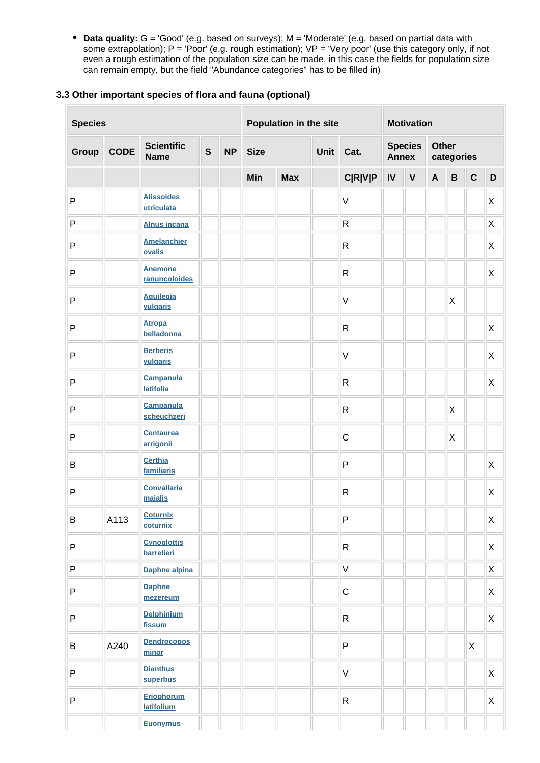- **Data quality:** G = 'Good' (e.g. based on surveys); M = 'Moderate' (e.g. based on partial data with some extrapolation); P = 'Poor' (e.g. rough estimation); VP = 'Very poor' (use this category only, if not even a rough estimation of the population size can be made, in this case the fields for population size can remain empty, but the field "Abundance categories" has to be filled in)

### 3.3 Other important species of flora and fauna (optional)

| Species | | | | | Population in the site | | | | Motivation | | | | | |
|---|---|---|---|---|---|---|---|---|---|---|---|---|---|---|
| Group | CODE | Scientific Name | S | NP | Size | | Unit | Cat. | Species Annex | | Other categories | | | |
| | | | | | Min | Max | | C\|R\|V\|P | IV | V | A | B | C | D |
| P | | Alissoides utriculata | | | | | | V | | | | | | X |
| P | | Alnus incana | | | | | | R | | | | | | X |
| P | | Amelanchier ovalis | | | | | | R | | | | | | X |
| P | | Anemone ranuncoloides | | | | | | R | | | | | | X |
| P | | Aquilegia vulgaris | | | | | | V | | | | X | | |
| P | | Atropa belladonna | | | | | | R | | | | | | X |
| P | | Berberis vulgaris | | | | | | V | | | | | | X |
| P | | Campanula latifolia | | | | | | R | | | | | | X |
| P | | Campanula scheuchzeri | | | | | | R | | | | X | | |
| P | | Centaurea arrigonii | | | | | | C | | | | X | | |
| B | | Certhia familiaris | | | | | | P | | | | | | X |
| P | | Convallaria majalis | | | | | | R | | | | | | X |
| B | A113 | Coturnix coturnix | | | | | | P | | | | | | X |
| P | | Cynoglottis barrelieri | | | | | | R | | | | | | X |
| P | | Daphne alpina | | | | | | V | | | | | | X |
| P | | Daphne mezereum | | | | | | C | | | | | | X |
| P | | Delphinium fissum | | | | | | R | | | | | | X |
| B | A240 | Dendrocopos minor | | | | | | P | | | | | X | |
| P | | Dianthus superbus | | | | | | V | | | | | | X |
| P | | Eriophorum latifolium | | | | | | R | | | | | | X |
| | | Euonymus | | | | | | | | | | | | |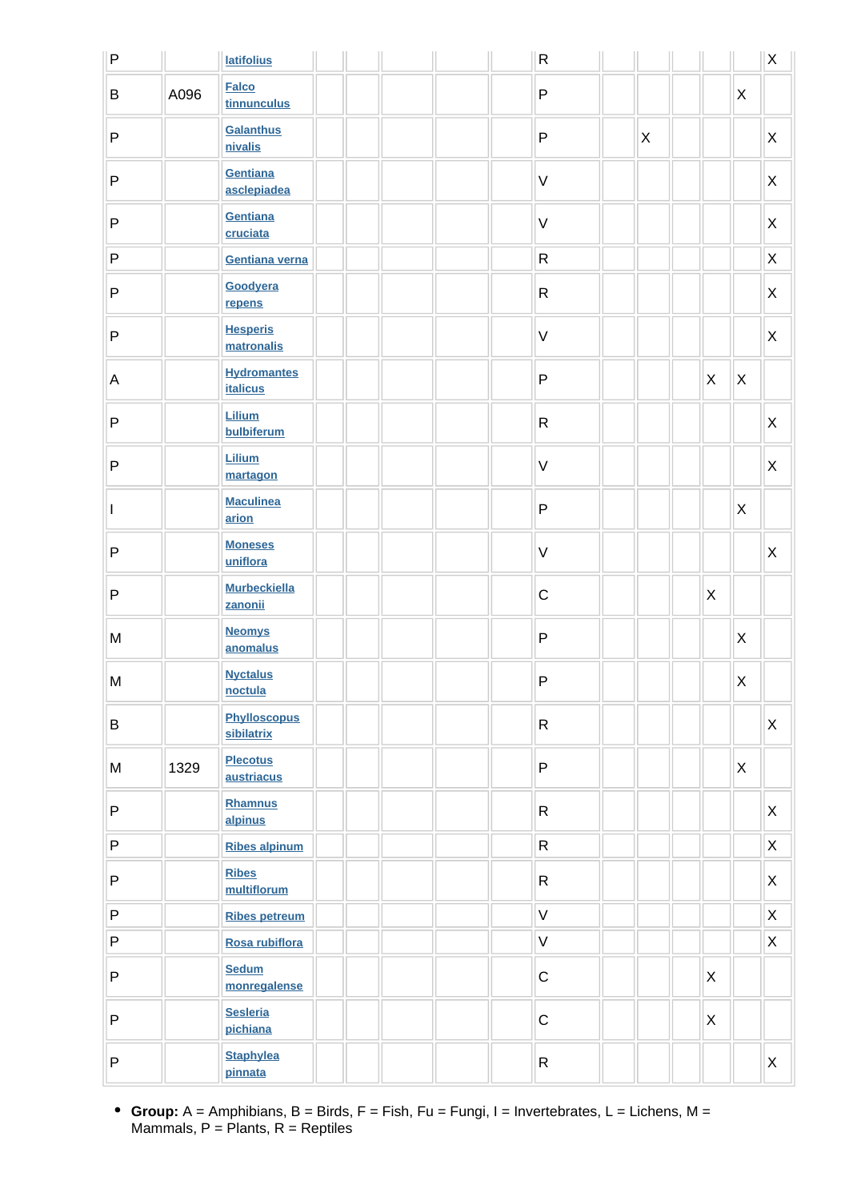| P |  | latifolius |  |  |  |  |  | R |  |  |  |  |  | X |
|---|---|---|---|---|---|---|---|---|---|---|---|---|---|---|
| B | A096 | Falco tinnunculus |  |  |  |  |  | P |  |  |  |  | X |  |
| P |  | Galanthus nivalis |  |  |  |  |  | P |  | X |  |  |  | X |
| P |  | Gentiana asclepiadea |  |  |  |  |  | V |  |  |  |  |  | X |
| P |  | Gentiana cruciata |  |  |  |  |  | V |  |  |  |  |  | X |
| P |  | Gentiana verna |  |  |  |  |  | R |  |  |  |  |  | X |
| P |  | Goodyera repens |  |  |  |  |  | R |  |  |  |  |  | X |
| P |  | Hesperis matronalis |  |  |  |  |  | V |  |  |  |  |  | X |
| A |  | Hydromantes italicus |  |  |  |  |  | P |  |  |  | X | X |  |
| P |  | Lilium bulbiferum |  |  |  |  |  | R |  |  |  |  |  | X |
| P |  | Lilium martagon |  |  |  |  |  | V |  |  |  |  |  | X |
| I |  | Maculinea arion |  |  |  |  |  | P |  |  |  |  | X |  |
| P |  | Moneses uniflora |  |  |  |  |  | V |  |  |  |  |  | X |
| P |  | Murbeckiella zanonii |  |  |  |  |  | C |  |  |  | X |  |  |
| M |  | Neomys anomalus |  |  |  |  |  | P |  |  |  |  | X |  |
| M |  | Nyctalus noctula |  |  |  |  |  | P |  |  |  |  | X |  |
| B |  | Phylloscopus sibilatrix |  |  |  |  |  | R |  |  |  |  |  | X |
| M | 1329 | Plecotus austriacus |  |  |  |  |  | P |  |  |  |  | X |  |
| P |  | Rhamnus alpinus |  |  |  |  |  | R |  |  |  |  |  | X |
| P |  | Ribes alpinum |  |  |  |  |  | R |  |  |  |  |  | X |
| P |  | Ribes multiflorum |  |  |  |  |  | R |  |  |  |  |  | X |
| P |  | Ribes petreum |  |  |  |  |  | V |  |  |  |  |  | X |
| P |  | Rosa rubiflora |  |  |  |  |  | V |  |  |  |  |  | X |
| P |  | Sedum monregalense |  |  |  |  |  | C |  |  |  | X |  |  |
| P |  | Sesleria pichiana |  |  |  |  |  | C |  |  |  | X |  |  |
| P |  | Staphylea pinnata |  |  |  |  |  | R |  |  |  |  |  | X |

- **Group:** A = Amphibians, B = Birds, F = Fish, Fu = Fungi, I = Invertebrates, L = Lichens, M = Mammals, P = Plants, R = Reptiles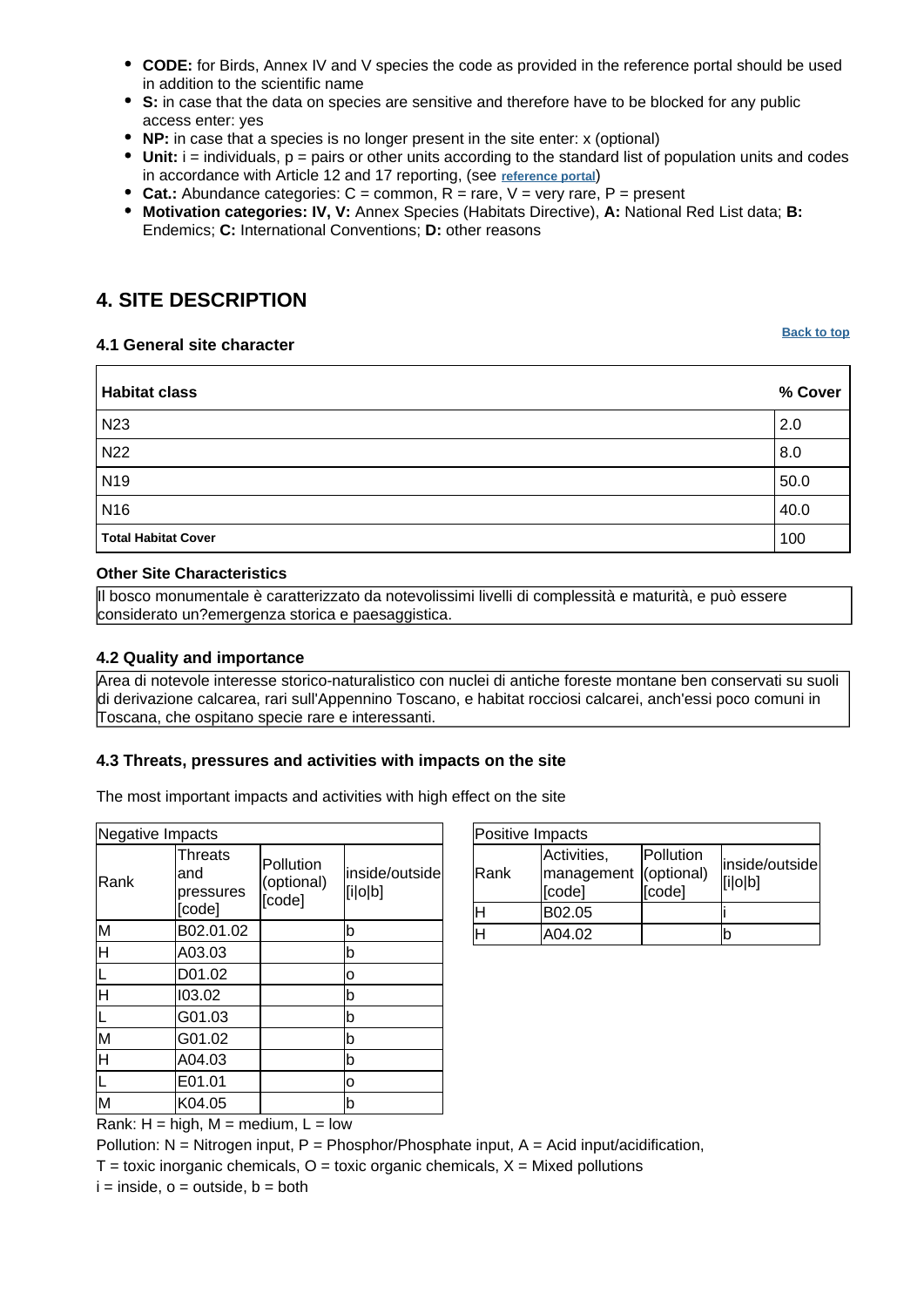- **CODE:** for Birds, Annex IV and V species the code as provided in the reference portal should be used in addition to the scientific name
- **S:** in case that the data on species are sensitive and therefore have to be blocked for any public access enter: yes
- **NP:** in case that a species is no longer present in the site enter: x (optional)
- **Unit:** i = individuals, p = pairs or other units according to the standard list of population units and codes in accordance with Article 12 and 17 reporting, (see reference portal)
- **Cat.:** Abundance categories: C = common, R = rare, V = very rare, P = present
- **Motivation categories: IV, V:** Annex Species (Habitats Directive), **A:** National Red List data; **B:** Endemics; **C:** International Conventions; **D:** other reasons

## 4. SITE DESCRIPTION

Back to top

### 4.1 General site character

| Habitat class | % Cover |
|---|---|
| N23 | 2.0 |
| N22 | 8.0 |
| N19 | 50.0 |
| N16 | 40.0 |
| **Total Habitat Cover** | 100 |

**Other Site Characteristics**

Il bosco monumentale è caratterizzato da notevolissimi livelli di complessità e maturità, e può essere considerato un?emergenza storica e paesaggistica.

### 4.2 Quality and importance

Area di notevole interesse storico-naturalistico con nuclei di antiche foreste montane ben conservati su suoli di derivazione calcarea, rari sull'Appennino Toscano, e habitat rocciosi calcarei, anch'essi poco comuni in Toscana, che ospitano specie rare e interessanti.

### 4.3 Threats, pressures and activities with impacts on the site

The most important impacts and activities with high effect on the site

| Negative Impacts | | | |
|---|---|---|---|
| Rank | Threats and pressures [code] | Pollution (optional) [code] | inside/outside [i\|o\|b] |
| M | B02.01.02 | | b |
| H | A03.03 | | b |
| L | D01.02 | | o |
| H | I03.02 | | b |
| L | G01.03 | | b |
| M | G01.02 | | b |
| H | A04.03 | | b |
| L | E01.01 | | o |
| M | K04.05 | | b |

| Positive Impacts | | | |
|---|---|---|---|
| Rank | Activities, management [code] | Pollution (optional) [code] | inside/outside [i\|o\|b] |
| H | B02.05 | | i |
| H | A04.02 | | b |

Rank: H = high, M = medium, L = low

Pollution: N = Nitrogen input, P = Phosphor/Phosphate input, A = Acid input/acidification,

T = toxic inorganic chemicals, O = toxic organic chemicals, X = Mixed pollutions

i = inside, o = outside, b = both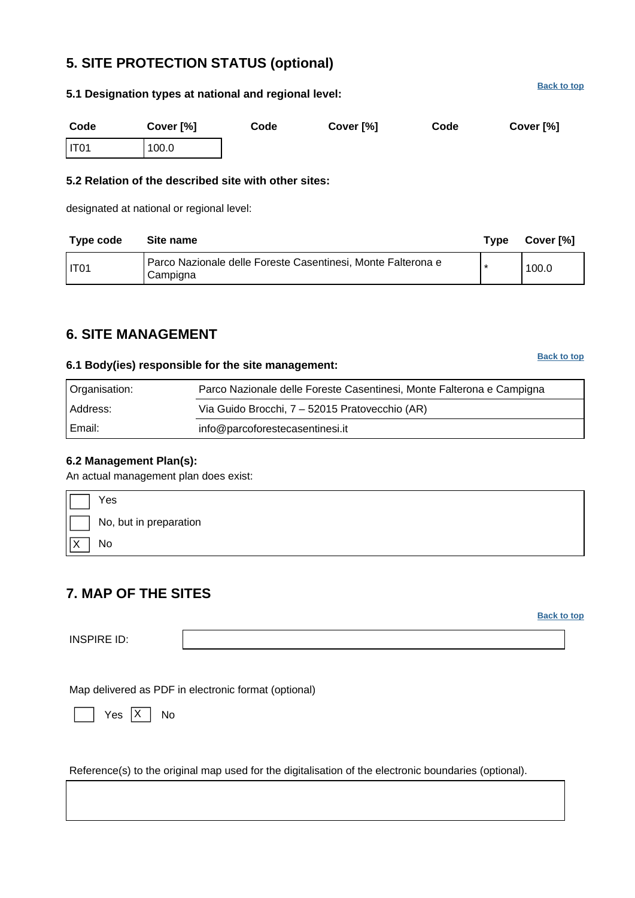## 5. SITE PROTECTION STATUS (optional)

Back to top

### 5.1 Designation types at national and regional level:

| Code | Cover [%] | Code | Cover [%] | Code | Cover [%] |
|---|---|---|---|---|---|
| IT01 | 100.0 | | | | |

### 5.2 Relation of the described site with other sites:

designated at national or regional level:

| Type code | Site name | Type | Cover [%] |
|---|---|---|---|
| IT01 | Parco Nazionale delle Foreste Casentinesi, Monte Falterona e Campigna | * | 100.0 |

## 6. SITE MANAGEMENT

Back to top

### 6.1 Body(ies) responsible for the site management:

| | |
|---|---|
| Organisation: | Parco Nazionale delle Foreste Casentinesi, Monte Falterona e Campigna |
| Address: | Via Guido Brocchi, 7 – 52015 Pratovecchio (AR) |
| Email: | info@parcoforestecasentinesi.it |

### 6.2 Management Plan(s):

An actual management plan does exist:

- [ ] Yes
- [ ] No, but in preparation
- [X] No

## 7. MAP OF THE SITES

Back to top

INSPIRE ID:

Map delivered as PDF in electronic format (optional)

[ ] Yes [X] No

Reference(s) to the original map used for the digitalisation of the electronic boundaries (optional).